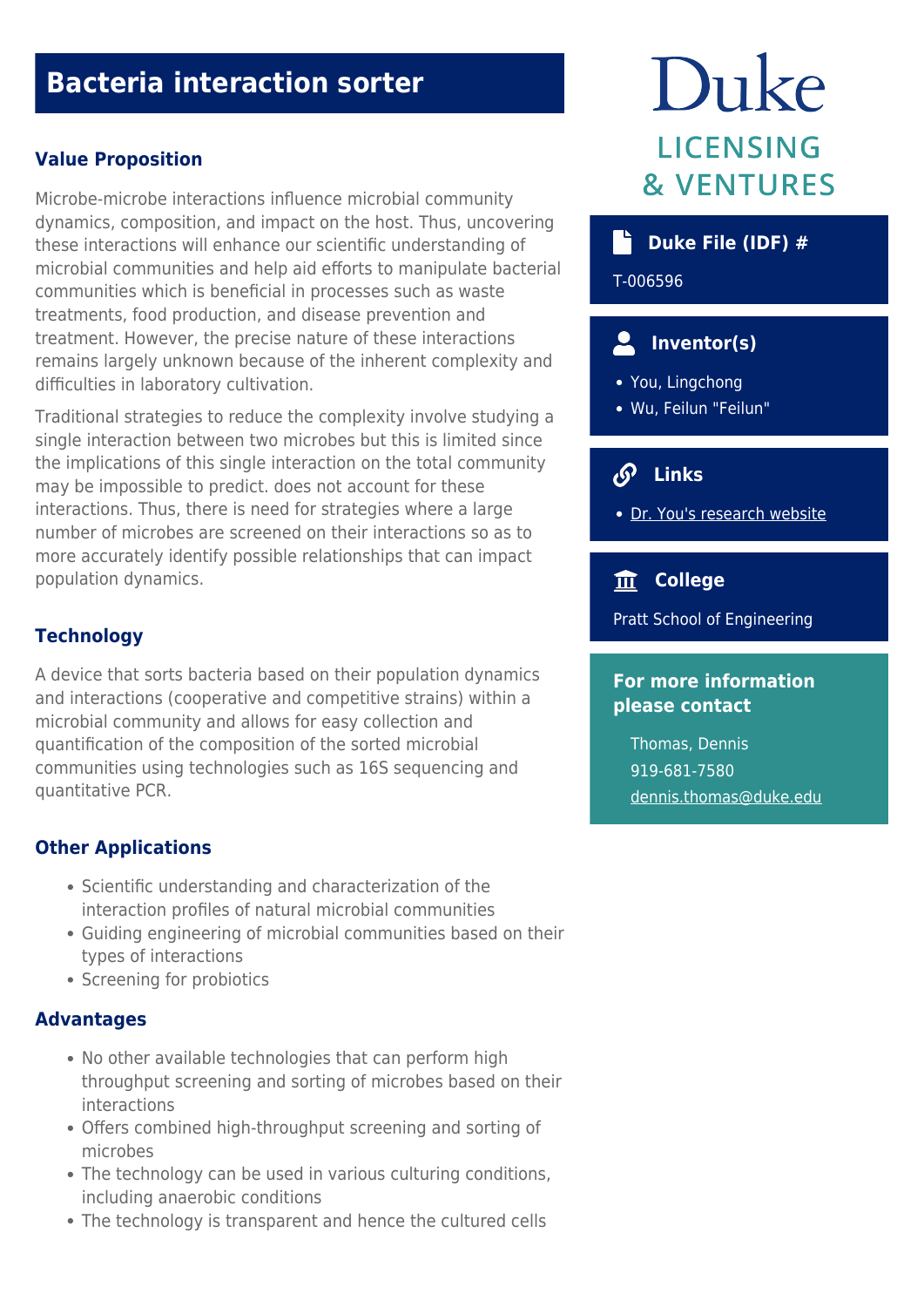# Bacteria interaction sorter

## Value Proposition

Microbe-microbe interactions influence microbial community dynamics, composition, and impact on the host. Thus, uncovering these interactions will enhance our scientific understanding of microbial communities and help aid efforts to manipulate bacterial communities which is beneficial in processes such as waste treatments, food production, and disease prevention and treatment. However, the precise nature of these interactions remains largely unknown because of the inherent complexity and difficulties in laboratory cultivation.

Traditional strategies to reduce the complexity involve studying a single interaction between two microbes but this is limited since the implications of this single interaction on the total community may be impossible to predict. does not account for these interactions. Thus, there is need for strategies where a large number of microbes are screened on their interactions so as to more accurately identify possible relationships that can impact population dynamics.

## Technology

A device that sorts bacteria based on their population dynamics and interactions (cooperative and competitive strains) within a microbial community and allows for easy collection and quantification of the composition of the sorted microbial communities using technologies such as 16S sequencing and quantitative PCR.

## Other Applications

- Scientific understanding and characterization of the interaction profiles of natural microbial communities
- Guiding engineering of microbial communities based on their types of interactions
- Screening for probiotics

## Advantages

- No other available technologies that can perform high throughput screening and sorting of microbes based on their interactions
- Offers combined high-throughput screening and sorting of microbes
- The technology can be used in various culturing conditions, including anaerobic conditions
- The technology is transparent and hence the cultured cells

Duke LICENSING & VENTURES

### Duke File (IDF) #

T-006596

### Inventor(s)

- You, Lingchong
- Wu, Feilun "Feilun"

### Links

- Dr. You's research website

### College

Pratt School of Engineering

### For more information please contact

Thomas, Dennis
919-681-7580
dennis.thomas@duke.edu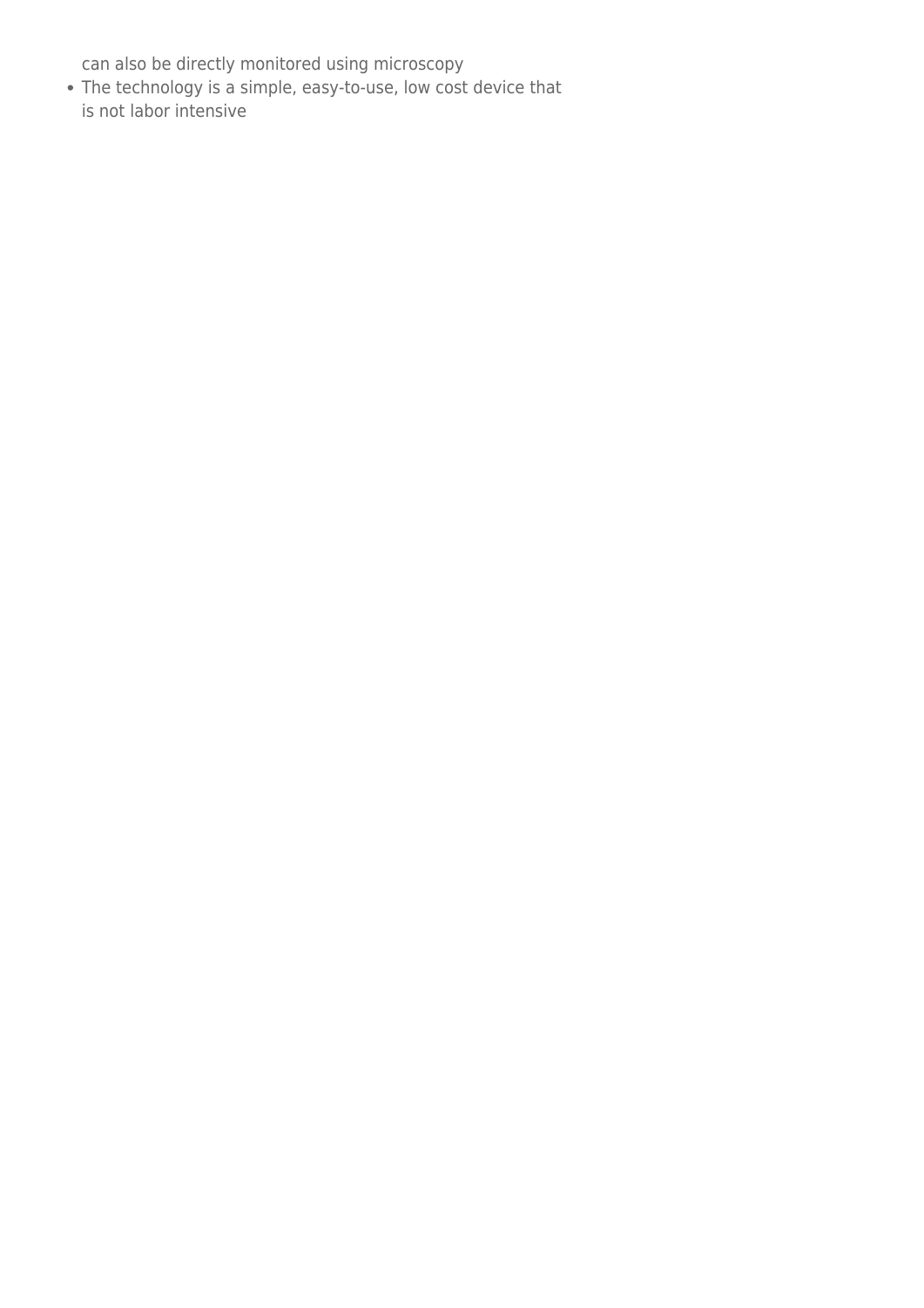can also be directly monitored using microscopy

- The technology is a simple, easy-to-use, low cost device that is not labor intensive